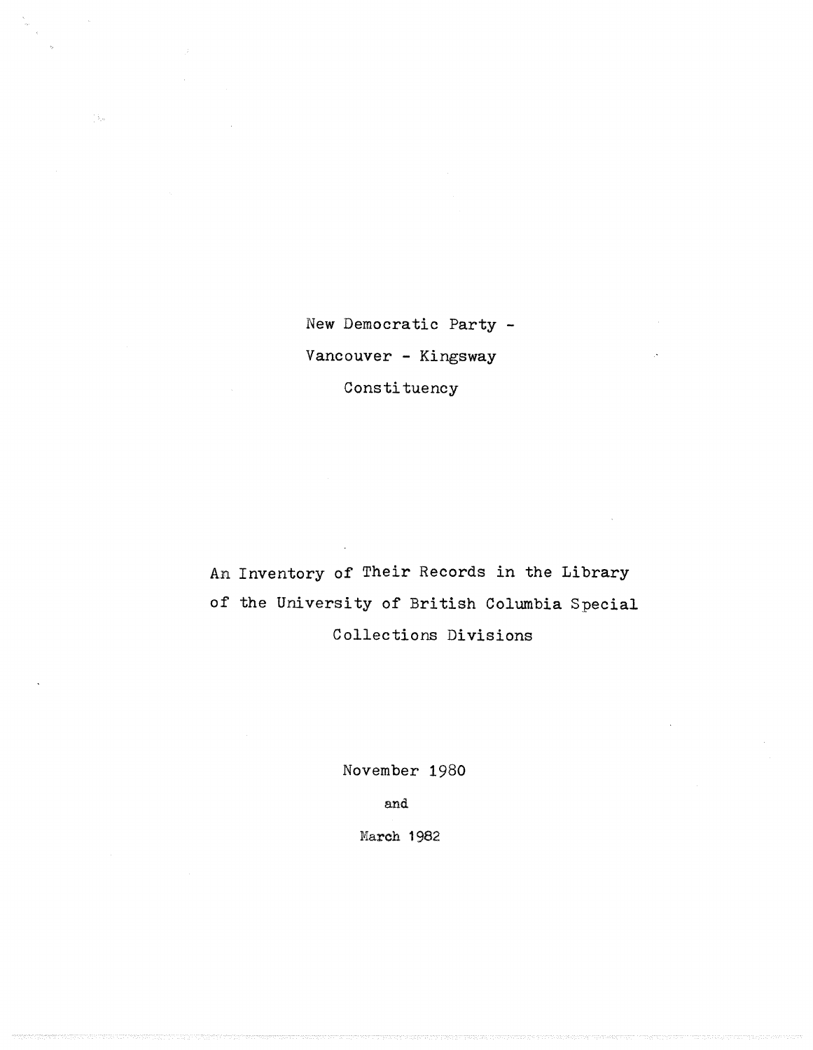# New Democratic Party - Vancouver - Kingsway Constituency

An Inventory of Their Records in the Library of the University of British Columbia Special Collections Divisions

November 1980

and

March 1982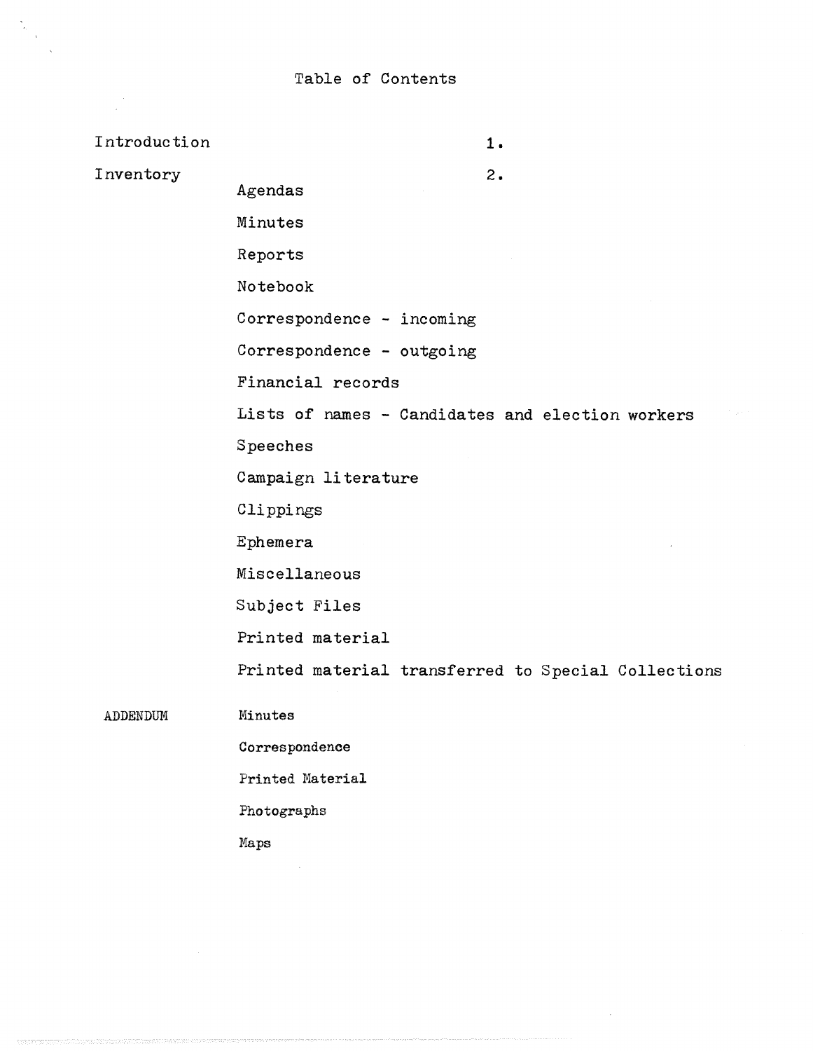# Table of Contents

| | | |
|---|---|---|
| Introduction | | 1. |
| Inventory | | 2. |
| | Agendas | |
| | Minutes | |
| | Reports | |
| | Notebook | |
| | Correspondence - incoming | |
| | Correspondence - outgoing | |
| | Financial records | |
| | Lists of names - Candidates and election workers | |
| | Speeches | |
| | Campaign literature | |
| | Clippings | |
| | Ephemera | |
| | Miscellaneous | |
| | Subject Files | |
| | Printed material | |
| | Printed material transferred to Special Collections | |
| ADDENDUM | Minutes | |
| | Correspondence | |
| | Printed Material | |
| | Photographs | |
| | Maps | |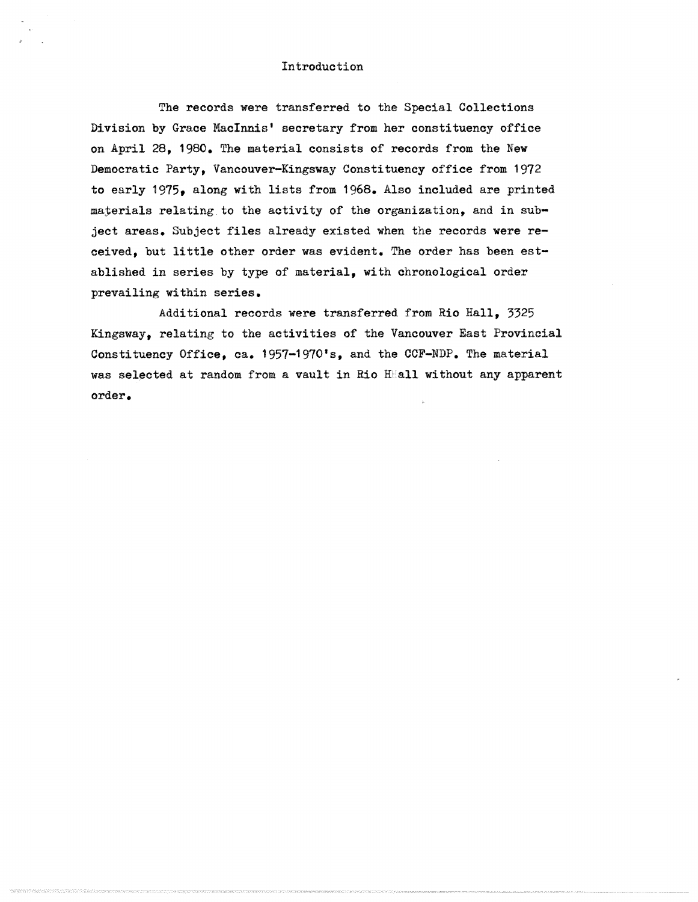# Introduction

The records were transferred to the Special Collections Division by Grace MacInnis' secretary from her constituency office on April 28, 1980. The material consists of records from the New Democratic Party, Vancouver-Kingsway Constituency office from 1972 to early 1975, along with lists from 1968. Also included are printed materials relating to the activity of the organization, and in subject areas. Subject files already existed when the records were received, but little other order was evident. The order has been established in series by type of material, with chronological order prevailing within series.

Additional records were transferred from Rio Hall, 3325 Kingsway, relating to the activities of the Vancouver East Provincial Constituency Office, ca. 1957-1970's, and the CCF-NDP. The material was selected at random from a vault in Rio Hall without any apparent order.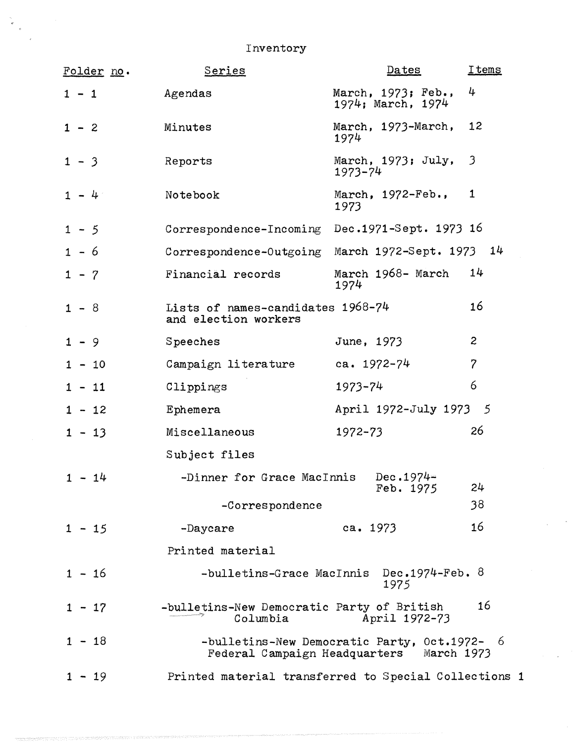Inventory

| Folder no. | Series | Dates | Items |
|---|---|---|---|
| 1 - 1 | Agendas | March, 1973; Feb., 1974; March, 1974 | 4 |
| 1 - 2 | Minutes | March, 1973-March, 1974 | 12 |
| 1 - 3 | Reports | March, 1973; July, 1973-74 | 3 |
| 1 - 4 | Notebook | March, 1972-Feb., 1973 | 1 |
| 1 - 5 | Correspondence-Incoming | Dec.1971-Sept. 1973 | 16 |
| 1 - 6 | Correspondence-Outgoing | March 1972-Sept. 1973 | 14 |
| 1 - 7 | Financial records | March 1968- March 1974 | 14 |
| 1 - 8 | Lists of names-candidates and election workers | 1968-74 | 16 |
| 1 - 9 | Speeches | June, 1973 | 2 |
| 1 - 10 | Campaign literature | ca. 1972-74 | 7 |
| 1 - 11 | Clippings | 1973-74 | 6 |
| 1 - 12 | Ephemera | April 1972-July 1973 | 5 |
| 1 - 13 | Miscellaneous | 1972-73 | 26 |
| | Subject files | | |
| 1 - 14 | -Dinner for Grace MacInnis | Dec.1974-Feb. 1975 | 24 |
| | -Correspondence | | 38 |
| 1 - 15 | -Daycare | ca. 1973 | 16 |
| | Printed material | | |
| 1 - 16 | -bulletins-Grace MacInnis | Dec.1974-Feb. 1975 | 8 |
| 1 - 17 | -bulletins-New Democratic Party of British Columbia | April 1972-73 | 16 |
| 1 - 18 | -bulletins-New Democratic Party, Federal Campaign Headquarters | Oct.1972-March 1973 | 6 |
| 1 - 19 | Printed material transferred to Special Collections | | 1 |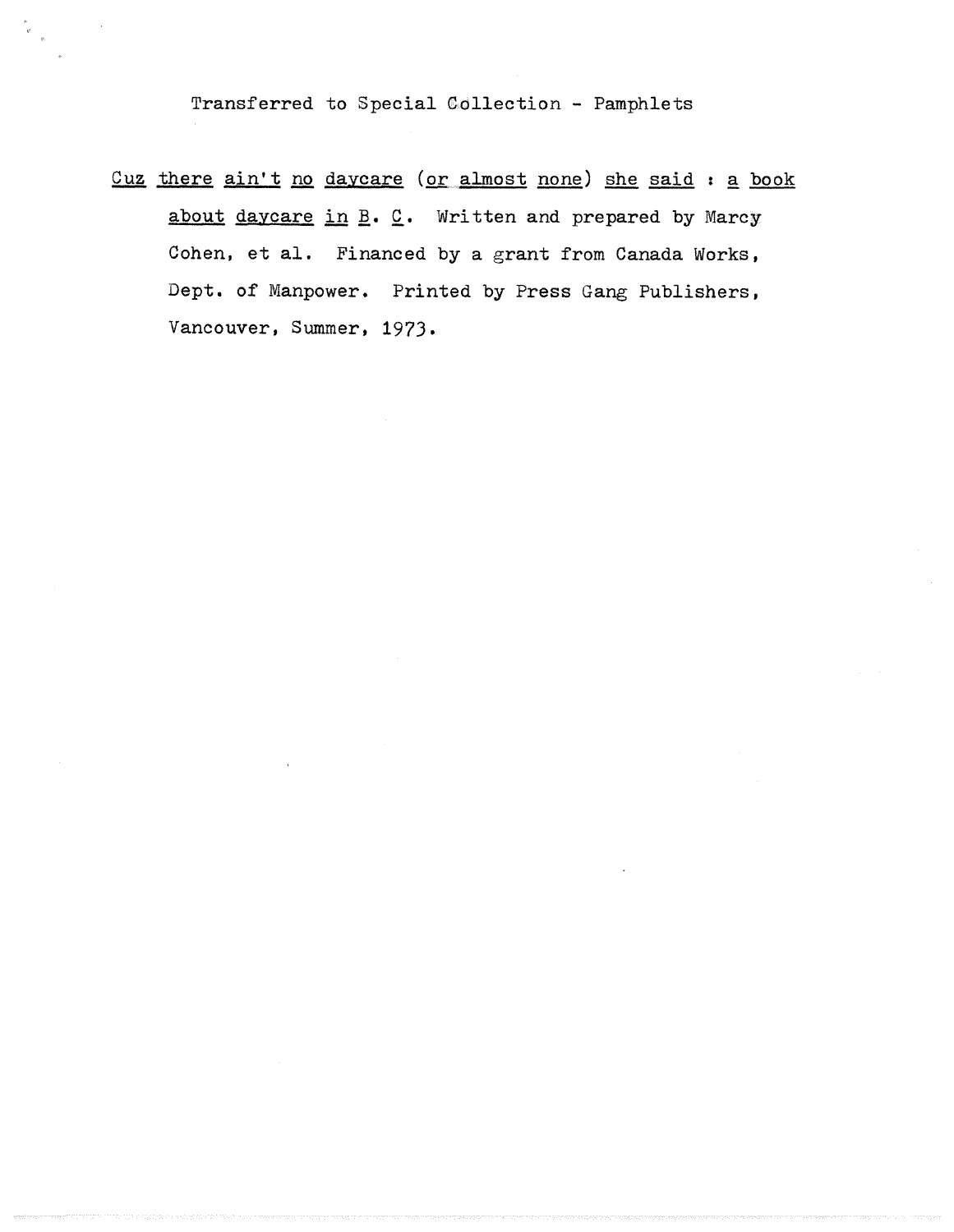Transferred to Special Collection - Pamphlets

Cuz there ain't no daycare (or almost none) she said : a book about daycare in B. C. Written and prepared by Marcy Cohen, et al. Financed by a grant from Canada Works, Dept. of Manpower. Printed by Press Gang Publishers, Vancouver, Summer, 1973.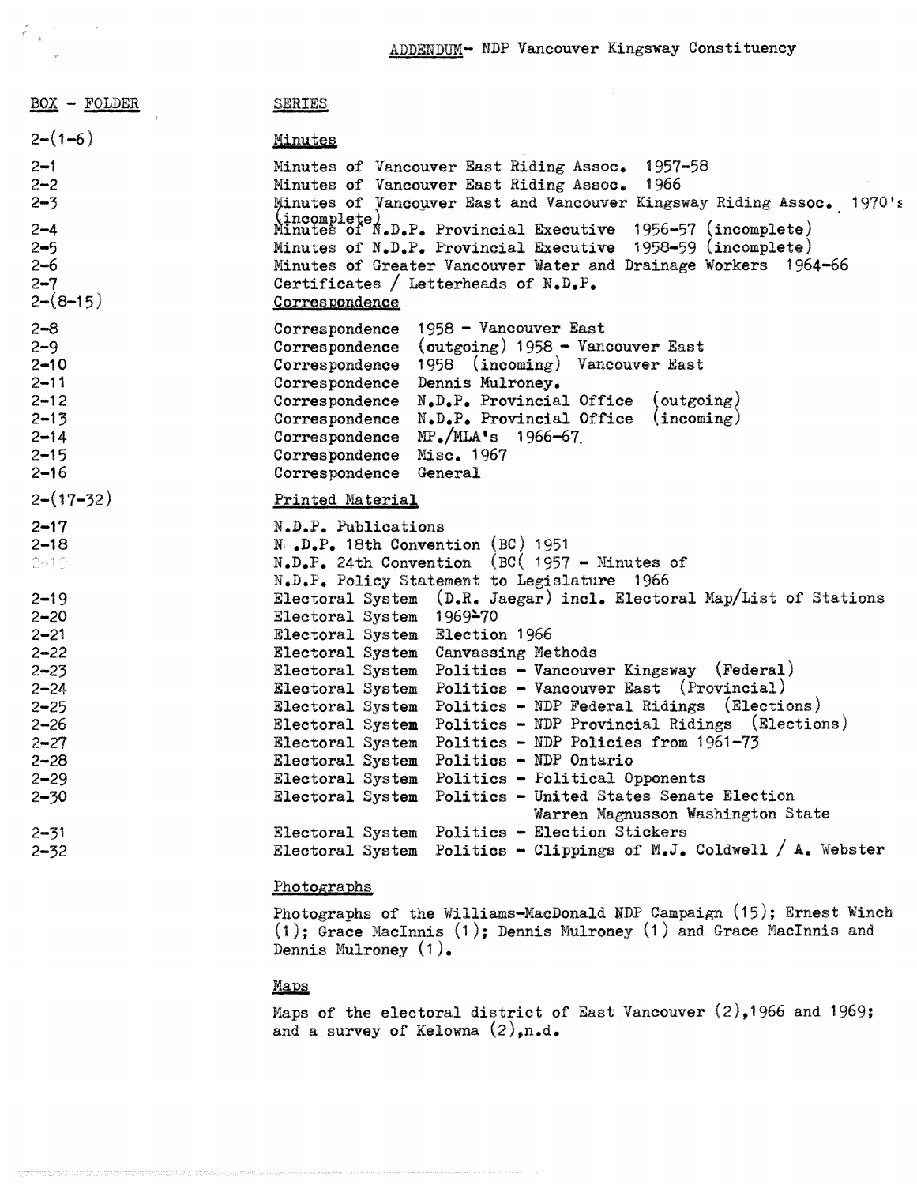ADDENDUM- NDP Vancouver Kingsway Constituency

| BOX - FOLDER | SERIES |
|---|---|
| 2-(1-6) | Minutes |
| 2-1 | Minutes of Vancouver East Riding Assoc. 1957-58 |
| 2-2 | Minutes of Vancouver East Riding Assoc. 1966 |
| 2-3 | Minutes of Vancouver East and Vancouver Kingsway Riding Assoc. 1970's (incomplete) |
| 2-4 | Minutes of N.D.P. Provincial Executive 1956-57 (incomplete) |
| 2-5 | Minutes of N.D.P. Provincial Executive 1958-59 (incomplete) |
| 2-6 | Minutes of Greater Vancouver Water and Drainage Workers 1964-66 |
| 2-7 | Certificates / Letterheads of N.D.P. |
| 2-(8-15) | Correspondence |
| 2-8 | Correspondence 1958 - Vancouver East |
| 2-9 | Correspondence (outgoing) 1958 - Vancouver East |
| 2-10 | Correspondence 1958 (incoming) Vancouver East |
| 2-11 | Correspondence Dennis Mulroney. |
| 2-12 | Correspondence N.D.P. Provincial Office (outgoing) |
| 2-13 | Correspondence N.D.P. Provincial Office (incoming) |
| 2-14 | Correspondence MP./MLA's 1966-67 |
| 2-15 | Correspondence Misc. 1967 |
| 2-16 | Correspondence General |
| 2-(17-32) | Printed Material |
| 2-17 | N.D.P. Publications |
| 2-18 | N .D.P. 18th Convention (BC) 1951 |
| 2-19 | N.D.P. 24th Convention (BC( 1957 - Minutes of |
| | N.D.P. Policy Statement to Legislature 1966 |
| 2-19 | Electoral System (D.R. Jaegar) incl. Electoral Map/List of Stations |
| 2-20 | Electoral System 1969-70 |
| 2-21 | Electoral System Election 1966 |
| 2-22 | Electoral System Canvassing Methods |
| 2-23 | Electoral System Politics - Vancouver Kingsway (Federal) |
| 2-24 | Electoral System Politics - Vancouver East (Provincial) |
| 2-25 | Electoral System Politics - NDP Federal Ridings (Elections) |
| 2-26 | Electoral System Politics - NDP Provincial Ridings (Elections) |
| 2-27 | Electoral System Politics - NDP Policies from 1961-73 |
| 2-28 | Electoral System Politics - NDP Ontario |
| 2-29 | Electoral System Politics - Political Opponents |
| 2-30 | Electoral System Politics - United States Senate Election Warren Magnusson Washington State |
| 2-31 | Electoral System Politics - Election Stickers |
| 2-32 | Electoral System Politics - Clippings of M.J. Coldwell / A. Webster |

Photographs

Photographs of the Williams-MacDonald NDP Campaign (15); Ernest Winch (1); Grace MacInnis (1); Dennis Mulroney (1) and Grace MacInnis and Dennis Mulroney (1).

Maps

Maps of the electoral district of East Vancouver (2),1966 and 1969; and a survey of Kelowna (2),n.d.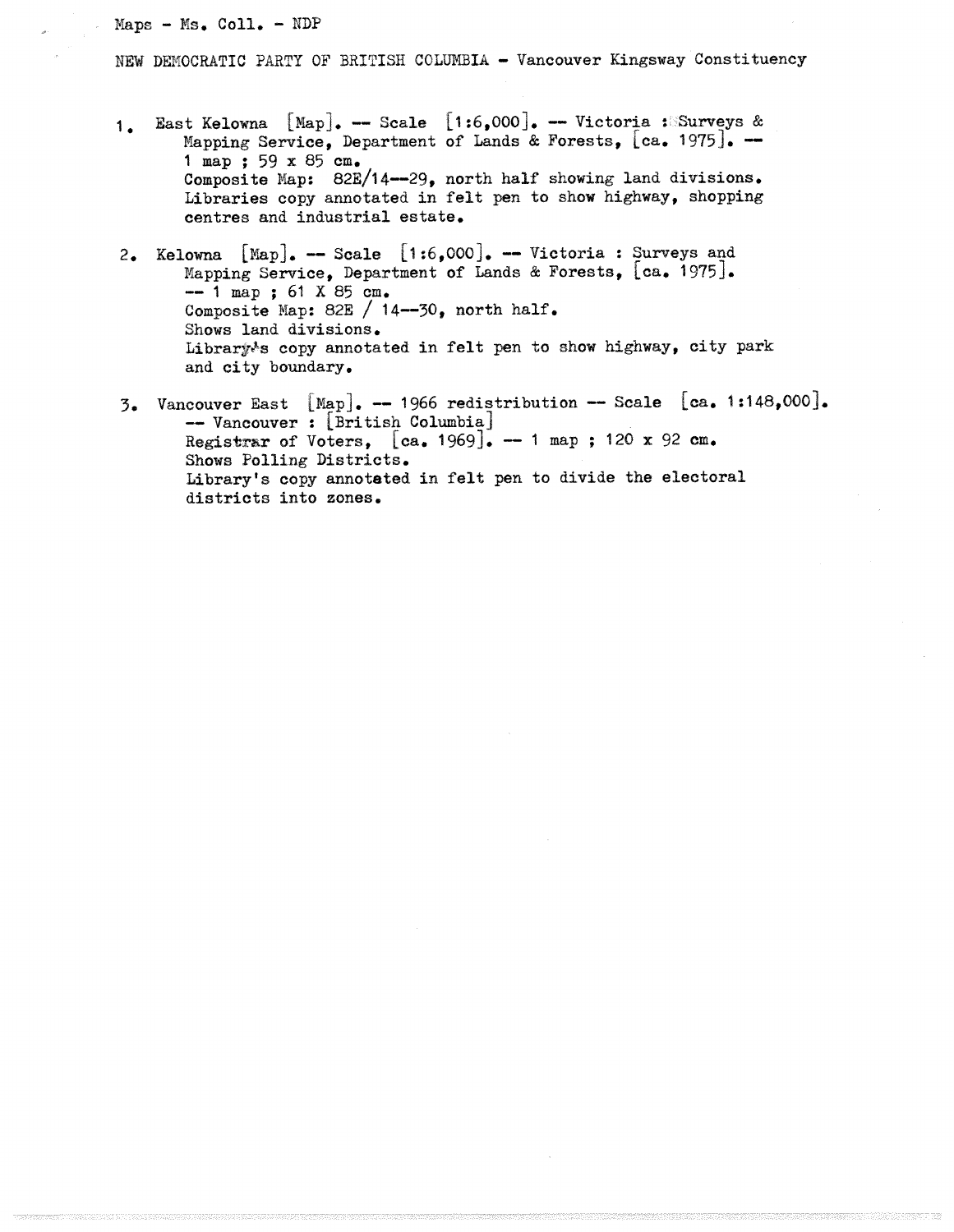Maps - Ms. Coll. - NDP

NEW DEMOCRATIC PARTY OF BRITISH COLUMBIA - Vancouver Kingsway Constituency

1. East Kelowna [Map]. -- Scale [1:6,000]. -- Victoria : Surveys & Mapping Service, Department of Lands & Forests, [ca. 1975]. -- 1 map ; 59 x 85 cm.
   Composite Map: 82E/14--29, north half showing land divisions.
   Libraries copy annotated in felt pen to show highway, shopping centres and industrial estate.

2. Kelowna [Map]. -- Scale [1:6,000]. -- Victoria : Surveys and Mapping Service, Department of Lands & Forests, [ca. 1975]. -- 1 map ; 61 X 85 cm.
   Composite Map: 82E / 14--30, north half.
   Shows land divisions.
   Library's copy annotated in felt pen to show highway, city park and city boundary.

3. Vancouver East [Map]. -- 1966 redistribution -- Scale [ca. 1:148,000]. -- Vancouver : [British Columbia] Registrar of Voters, [ca. 1969]. -- 1 map ; 120 x 92 cm.
   Shows Polling Districts.
   Library's copy annotated in felt pen to divide the electoral districts into zones.